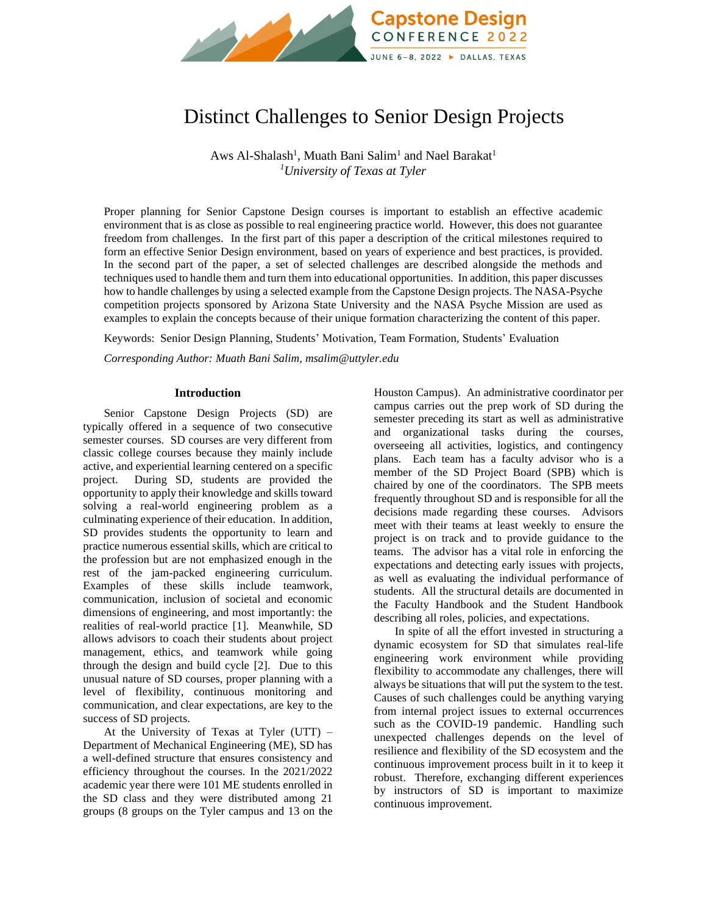# Distinct Challenges to Senior Design Projects

Aws Al-Shalash[1], Muath Bani Salim[1] and Nael Barakat[1]
[1]*University of Texas at Tyler*

Proper planning for Senior Capstone Design courses is important to establish an effective academic environment that is as close as possible to real engineering practice world. However, this does not guarantee freedom from challenges. In the first part of this paper a description of the critical milestones required to form an effective Senior Design environment, based on years of experience and best practices, is provided. In the second part of the paper, a set of selected challenges are described alongside the methods and techniques used to handle them and turn them into educational opportunities. In addition, this paper discusses how to handle challenges by using a selected example from the Capstone Design projects. The NASA-Psyche competition projects sponsored by Arizona State University and the NASA Psyche Mission are used as examples to explain the concepts because of their unique formation characterizing the content of this paper.

Keywords: Senior Design Planning, Students' Motivation, Team Formation, Students' Evaluation

*Corresponding Author: Muath Bani Salim, msalim@uttyler.edu*

## Introduction

Senior Capstone Design Projects (SD) are typically offered in a sequence of two consecutive semester courses. SD courses are very different from classic college courses because they mainly include active, and experiential learning centered on a specific project. During SD, students are provided the opportunity to apply their knowledge and skills toward solving a real-world engineering problem as a culminating experience of their education. In addition, SD provides students the opportunity to learn and practice numerous essential skills, which are critical to the profession but are not emphasized enough in the rest of the jam-packed engineering curriculum. Examples of these skills include teamwork, communication, inclusion of societal and economic dimensions of engineering, and most importantly: the realities of real-world practice [1]. Meanwhile, SD allows advisors to coach their students about project management, ethics, and teamwork while going through the design and build cycle [2]. Due to this unusual nature of SD courses, proper planning with a level of flexibility, continuous monitoring and communication, and clear expectations, are key to the success of SD projects.

At the University of Texas at Tyler (UTT) – Department of Mechanical Engineering (ME), SD has a well-defined structure that ensures consistency and efficiency throughout the courses. In the 2021/2022 academic year there were 101 ME students enrolled in the SD class and they were distributed among 21 groups (8 groups on the Tyler campus and 13 on the Houston Campus). An administrative coordinator per campus carries out the prep work of SD during the semester preceding its start as well as administrative and organizational tasks during the courses, overseeing all activities, logistics, and contingency plans. Each team has a faculty advisor who is a member of the SD Project Board (SPB) which is chaired by one of the coordinators. The SPB meets frequently throughout SD and is responsible for all the decisions made regarding these courses. Advisors meet with their teams at least weekly to ensure the project is on track and to provide guidance to the teams. The advisor has a vital role in enforcing the expectations and detecting early issues with projects, as well as evaluating the individual performance of students. All the structural details are documented in the Faculty Handbook and the Student Handbook describing all roles, policies, and expectations.

In spite of all the effort invested in structuring a dynamic ecosystem for SD that simulates real-life engineering work environment while providing flexibility to accommodate any challenges, there will always be situations that will put the system to the test. Causes of such challenges could be anything varying from internal project issues to external occurrences such as the COVID-19 pandemic. Handling such unexpected challenges depends on the level of resilience and flexibility of the SD ecosystem and the continuous improvement process built in it to keep it robust. Therefore, exchanging different experiences by instructors of SD is important to maximize continuous improvement.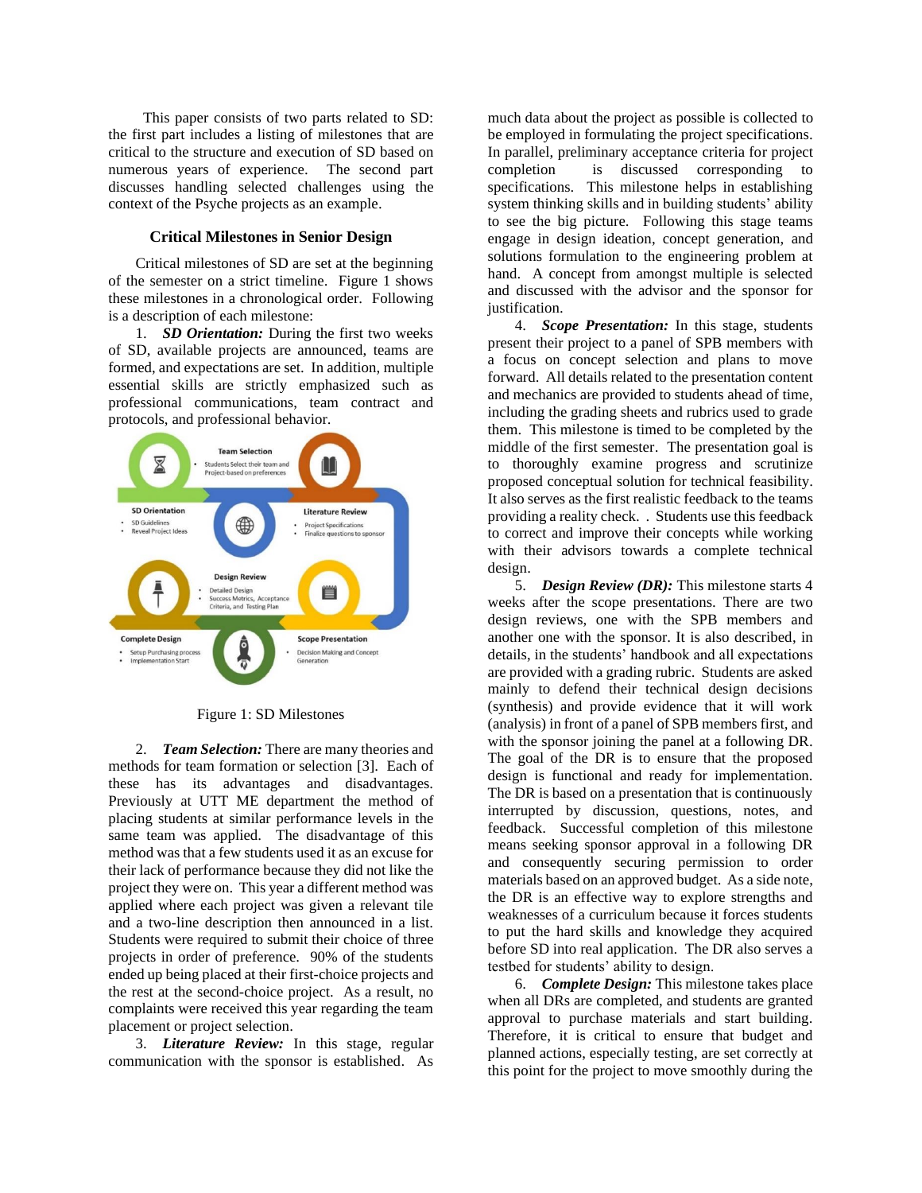This paper consists of two parts related to SD: the first part includes a listing of milestones that are critical to the structure and execution of SD based on numerous years of experience. The second part discusses handling selected challenges using the context of the Psyche projects as an example.

### Critical Milestones in Senior Design

Critical milestones of SD are set at the beginning of the semester on a strict timeline. Figure 1 shows these milestones in a chronological order. Following is a description of each milestone:

1. ***SD Orientation:*** During the first two weeks of SD, available projects are announced, teams are formed, and expectations are set. In addition, multiple essential skills are strictly emphasized such as professional communications, team contract and protocols, and professional behavior.

Team Selection
- Students Select their team and Project-based on preferences

SD Orientation
- SD Guidelines
- Reveal Project Ideas

Literature Review
- Project Specifications
- Finalize questions to sponsor

Design Review
- Detailed Design
- Success Metrics, Acceptance Criteria, and Testing Plan

Complete Design
- Setup Purchasing process
- Implementation Start

Scope Presentation
- Decision Making and Concept Generation

Figure 1: SD Milestones

2. ***Team Selection:*** There are many theories and methods for team formation or selection [3]. Each of these has its advantages and disadvantages. Previously at UTT ME department the method of placing students at similar performance levels in the same team was applied. The disadvantage of this method was that a few students used it as an excuse for their lack of performance because they did not like the project they were on. This year a different method was applied where each project was given a relevant tile and a two-line description then announced in a list. Students were required to submit their choice of three projects in order of preference. 90% of the students ended up being placed at their first-choice projects and the rest at the second-choice project. As a result, no complaints were received this year regarding the team placement or project selection.

3. ***Literature Review:*** In this stage, regular communication with the sponsor is established. As much data about the project as possible is collected to be employed in formulating the project specifications. In parallel, preliminary acceptance criteria for project completion is discussed corresponding to specifications. This milestone helps in establishing system thinking skills and in building students' ability to see the big picture. Following this stage teams engage in design ideation, concept generation, and solutions formulation to the engineering problem at hand. A concept from amongst multiple is selected and discussed with the advisor and the sponsor for justification.

4. ***Scope Presentation:*** In this stage, students present their project to a panel of SPB members with a focus on concept selection and plans to move forward. All details related to the presentation content and mechanics are provided to students ahead of time, including the grading sheets and rubrics used to grade them. This milestone is timed to be completed by the middle of the first semester. The presentation goal is to thoroughly examine progress and scrutinize proposed conceptual solution for technical feasibility. It also serves as the first realistic feedback to the teams providing a reality check. . Students use this feedback to correct and improve their concepts while working with their advisors towards a complete technical design.

5. ***Design Review (DR):*** This milestone starts 4 weeks after the scope presentations. There are two design reviews, one with the SPB members and another one with the sponsor. It is also described, in details, in the students' handbook and all expectations are provided with a grading rubric. Students are asked mainly to defend their technical design decisions (synthesis) and provide evidence that it will work (analysis) in front of a panel of SPB members first, and with the sponsor joining the panel at a following DR. The goal of the DR is to ensure that the proposed design is functional and ready for implementation. The DR is based on a presentation that is continuously interrupted by discussion, questions, notes, and feedback. Successful completion of this milestone means seeking sponsor approval in a following DR and consequently securing permission to order materials based on an approved budget. As a side note, the DR is an effective way to explore strengths and weaknesses of a curriculum because it forces students to put the hard skills and knowledge they acquired before SD into real application. The DR also serves a testbed for students' ability to design.

6. ***Complete Design:*** This milestone takes place when all DRs are completed, and students are granted approval to purchase materials and start building. Therefore, it is critical to ensure that budget and planned actions, especially testing, are set correctly at this point for the project to move smoothly during the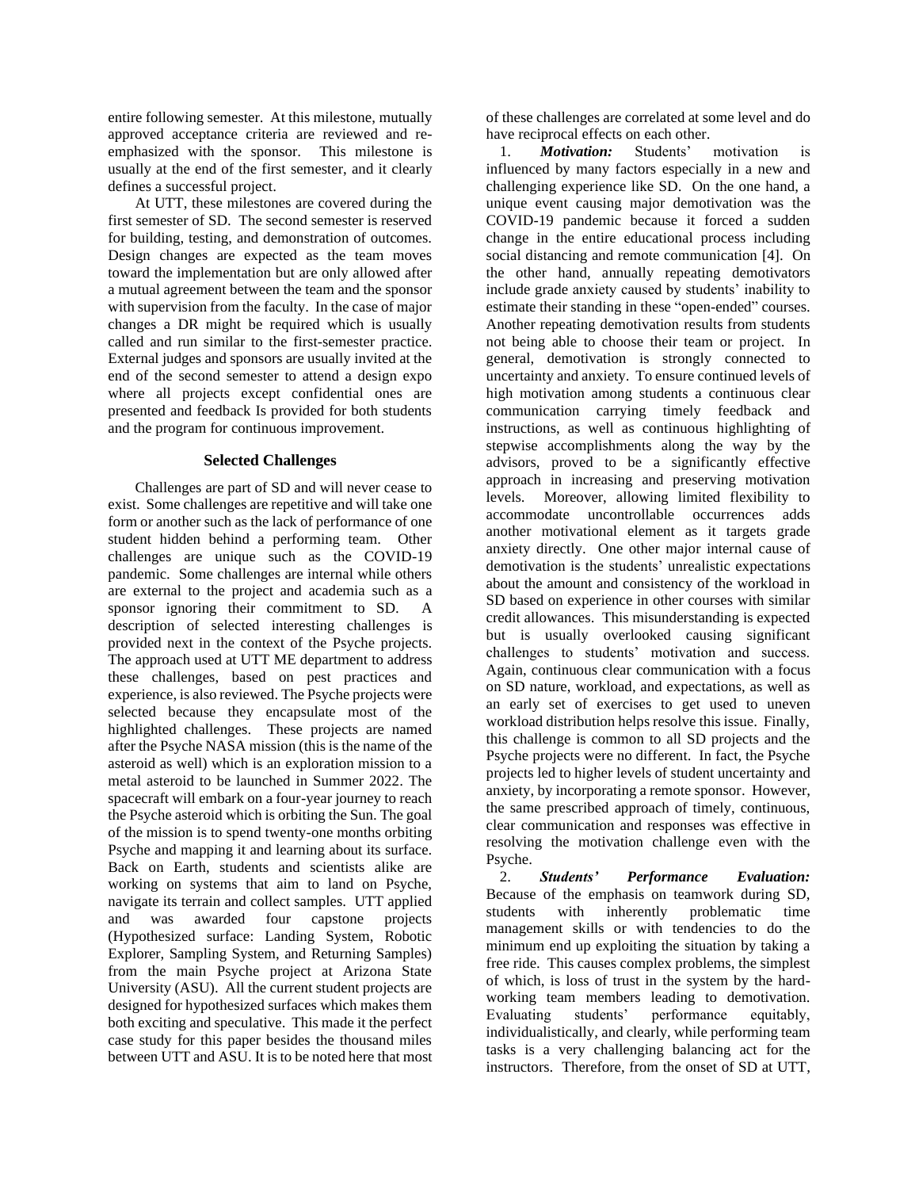entire following semester. At this milestone, mutually approved acceptance criteria are reviewed and re-emphasized with the sponsor. This milestone is usually at the end of the first semester, and it clearly defines a successful project.

At UTT, these milestones are covered during the first semester of SD. The second semester is reserved for building, testing, and demonstration of outcomes. Design changes are expected as the team moves toward the implementation but are only allowed after a mutual agreement between the team and the sponsor with supervision from the faculty. In the case of major changes a DR might be required which is usually called and run similar to the first-semester practice. External judges and sponsors are usually invited at the end of the second semester to attend a design expo where all projects except confidential ones are presented and feedback Is provided for both students and the program for continuous improvement.

### Selected Challenges

Challenges are part of SD and will never cease to exist. Some challenges are repetitive and will take one form or another such as the lack of performance of one student hidden behind a performing team. Other challenges are unique such as the COVID-19 pandemic. Some challenges are internal while others are external to the project and academia such as a sponsor ignoring their commitment to SD. A description of selected interesting challenges is provided next in the context of the Psyche projects. The approach used at UTT ME department to address these challenges, based on pest practices and experience, is also reviewed. The Psyche projects were selected because they encapsulate most of the highlighted challenges. These projects are named after the Psyche NASA mission (this is the name of the asteroid as well) which is an exploration mission to a metal asteroid to be launched in Summer 2022. The spacecraft will embark on a four-year journey to reach the Psyche asteroid which is orbiting the Sun. The goal of the mission is to spend twenty-one months orbiting Psyche and mapping it and learning about its surface. Back on Earth, students and scientists alike are working on systems that aim to land on Psyche, navigate its terrain and collect samples. UTT applied and was awarded four capstone projects (Hypothesized surface: Landing System, Robotic Explorer, Sampling System, and Returning Samples) from the main Psyche project at Arizona State University (ASU). All the current student projects are designed for hypothesized surfaces which makes them both exciting and speculative. This made it the perfect case study for this paper besides the thousand miles between UTT and ASU. It is to be noted here that most of these challenges are correlated at some level and do have reciprocal effects on each other.

1. ***Motivation:*** Students' motivation is influenced by many factors especially in a new and challenging experience like SD. On the one hand, a unique event causing major demotivation was the COVID-19 pandemic because it forced a sudden change in the entire educational process including social distancing and remote communication [4]. On the other hand, annually repeating demotivators include grade anxiety caused by students' inability to estimate their standing in these "open-ended" courses. Another repeating demotivation results from students not being able to choose their team or project. In general, demotivation is strongly connected to uncertainty and anxiety. To ensure continued levels of high motivation among students a continuous clear communication carrying timely feedback and instructions, as well as continuous highlighting of stepwise accomplishments along the way by the advisors, proved to be a significantly effective approach in increasing and preserving motivation levels. Moreover, allowing limited flexibility to accommodate uncontrollable occurrences adds another motivational element as it targets grade anxiety directly. One other major internal cause of demotivation is the students' unrealistic expectations about the amount and consistency of the workload in SD based on experience in other courses with similar credit allowances. This misunderstanding is expected but is usually overlooked causing significant challenges to students' motivation and success. Again, continuous clear communication with a focus on SD nature, workload, and expectations, as well as an early set of exercises to get used to uneven workload distribution helps resolve this issue. Finally, this challenge is common to all SD projects and the Psyche projects were no different. In fact, the Psyche projects led to higher levels of student uncertainty and anxiety, by incorporating a remote sponsor. However, the same prescribed approach of timely, continuous, clear communication and responses was effective in resolving the motivation challenge even with the Psyche.

2. ***Students' Performance Evaluation:*** Because of the emphasis on teamwork during SD, students with inherently problematic time management skills or with tendencies to do the minimum end up exploiting the situation by taking a free ride. This causes complex problems, the simplest of which, is loss of trust in the system by the hard-working team members leading to demotivation. Evaluating students' performance equitably, individualistically, and clearly, while performing team tasks is a very challenging balancing act for the instructors. Therefore, from the onset of SD at UTT,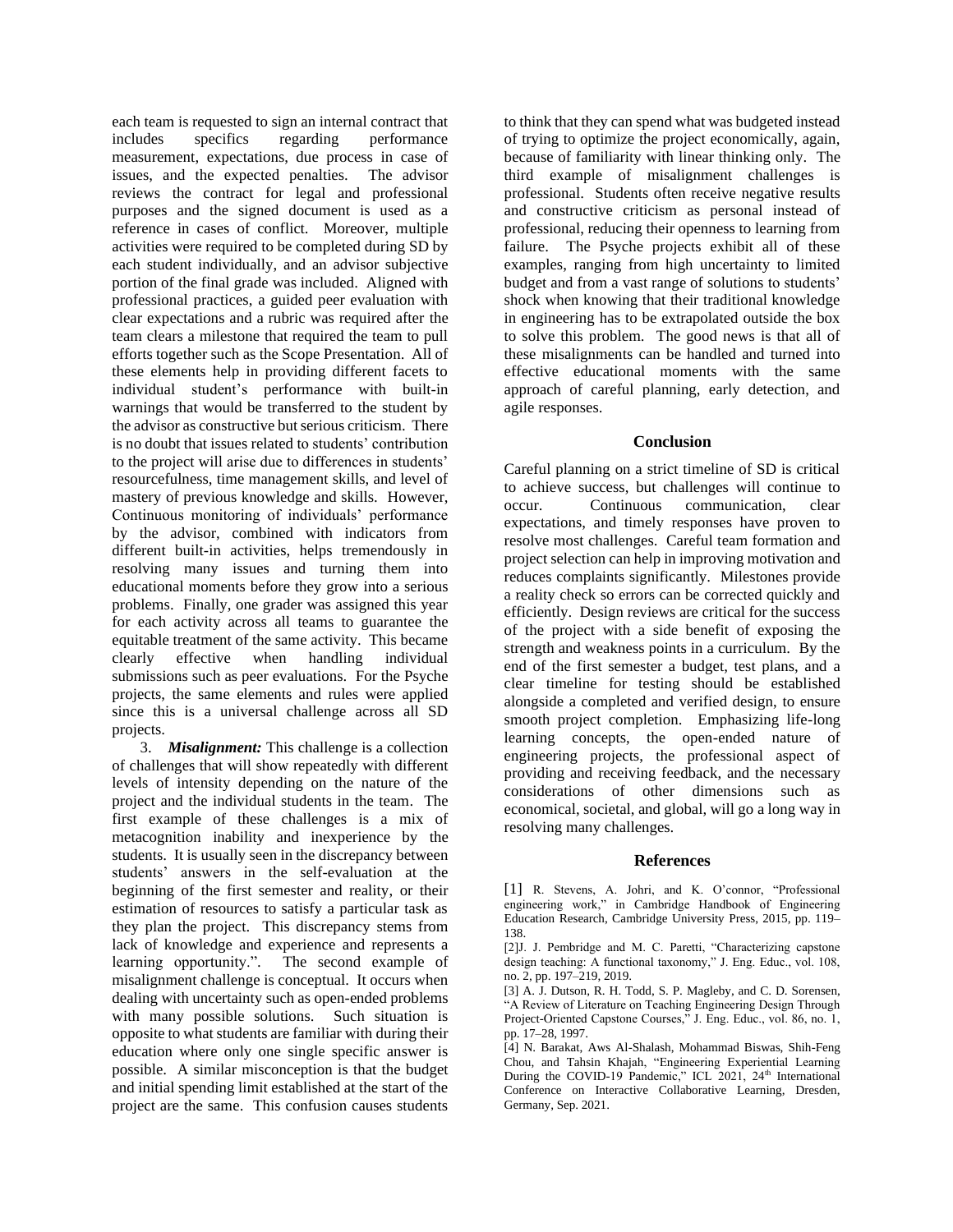each team is requested to sign an internal contract that includes specifics regarding performance measurement, expectations, due process in case of issues, and the expected penalties. The advisor reviews the contract for legal and professional purposes and the signed document is used as a reference in cases of conflict. Moreover, multiple activities were required to be completed during SD by each student individually, and an advisor subjective portion of the final grade was included. Aligned with professional practices, a guided peer evaluation with clear expectations and a rubric was required after the team clears a milestone that required the team to pull efforts together such as the Scope Presentation. All of these elements help in providing different facets to individual student's performance with built-in warnings that would be transferred to the student by the advisor as constructive but serious criticism. There is no doubt that issues related to students' contribution to the project will arise due to differences in students' resourcefulness, time management skills, and level of mastery of previous knowledge and skills. However, Continuous monitoring of individuals' performance by the advisor, combined with indicators from different built-in activities, helps tremendously in resolving many issues and turning them into educational moments before they grow into a serious problems. Finally, one grader was assigned this year for each activity across all teams to guarantee the equitable treatment of the same activity. This became clearly effective when handling individual submissions such as peer evaluations. For the Psyche projects, the same elements and rules were applied since this is a universal challenge across all SD projects.

3. ***Misalignment:*** This challenge is a collection of challenges that will show repeatedly with different levels of intensity depending on the nature of the project and the individual students in the team. The first example of these challenges is a mix of metacognition inability and inexperience by the students. It is usually seen in the discrepancy between students' answers in the self-evaluation at the beginning of the first semester and reality, or their estimation of resources to satisfy a particular task as they plan the project. This discrepancy stems from lack of knowledge and experience and represents a learning opportunity.". The second example of misalignment challenge is conceptual. It occurs when dealing with uncertainty such as open-ended problems with many possible solutions. Such situation is opposite to what students are familiar with during their education where only one single specific answer is possible. A similar misconception is that the budget and initial spending limit established at the start of the project are the same. This confusion causes students to think that they can spend what was budgeted instead of trying to optimize the project economically, again, because of familiarity with linear thinking only. The third example of misalignment challenges is professional. Students often receive negative results and constructive criticism as personal instead of professional, reducing their openness to learning from failure. The Psyche projects exhibit all of these examples, ranging from high uncertainty to limited budget and from a vast range of solutions to students' shock when knowing that their traditional knowledge in engineering has to be extrapolated outside the box to solve this problem. The good news is that all of these misalignments can be handled and turned into effective educational moments with the same approach of careful planning, early detection, and agile responses.

## Conclusion

Careful planning on a strict timeline of SD is critical to achieve success, but challenges will continue to occur. Continuous communication, clear expectations, and timely responses have proven to resolve most challenges. Careful team formation and project selection can help in improving motivation and reduces complaints significantly. Milestones provide a reality check so errors can be corrected quickly and efficiently. Design reviews are critical for the success of the project with a side benefit of exposing the strength and weakness points in a curriculum. By the end of the first semester a budget, test plans, and a clear timeline for testing should be established alongside a completed and verified design, to ensure smooth project completion. Emphasizing life-long learning concepts, the open-ended nature of engineering projects, the professional aspect of providing and receiving feedback, and the necessary considerations of other dimensions such as economical, societal, and global, will go a long way in resolving many challenges.

## References

[1] R. Stevens, A. Johri, and K. O'connor, "Professional engineering work," in Cambridge Handbook of Engineering Education Research, Cambridge University Press, 2015, pp. 119–138.

[2]J. J. Pembridge and M. C. Paretti, "Characterizing capstone design teaching: A functional taxonomy," J. Eng. Educ., vol. 108, no. 2, pp. 197–219, 2019.

[3] A. J. Dutson, R. H. Todd, S. P. Magleby, and C. D. Sorensen, "A Review of Literature on Teaching Engineering Design Through Project-Oriented Capstone Courses," J. Eng. Educ., vol. 86, no. 1, pp. 17–28, 1997.

[4] N. Barakat, Aws Al-Shalash, Mohammad Biswas, Shih-Feng Chou, and Tahsin Khajah, "Engineering Experiential Learning During the COVID-19 Pandemic," ICL 2021, 24th International Conference on Interactive Collaborative Learning, Dresden, Germany, Sep. 2021.